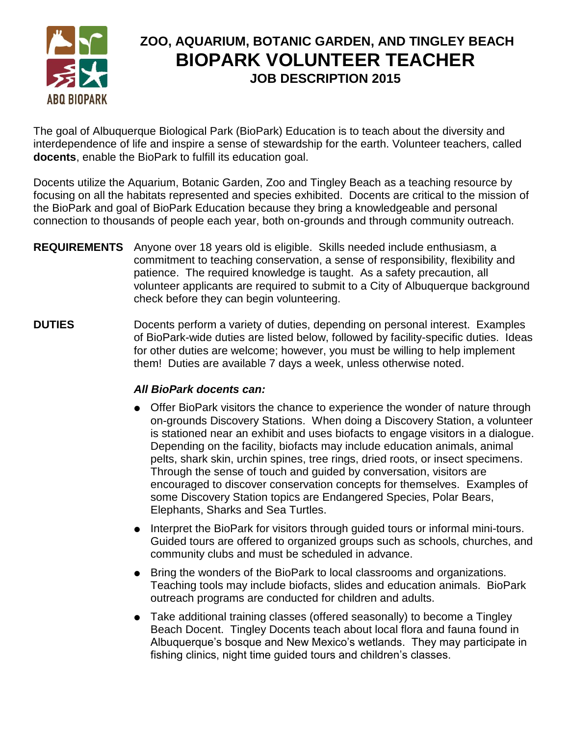# ZOO, AQUARIUM, BOTANIC GARDEN, AND TINGLEY BEACH
# BIOPARK VOLUNTEER TEACHER
## JOB DESCRIPTION 2015

ABQ BIOPARK

The goal of Albuquerque Biological Park (BioPark) Education is to teach about the diversity and interdependence of life and inspire a sense of stewardship for the earth. Volunteer teachers, called **docents**, enable the BioPark to fulfill its education goal.

Docents utilize the Aquarium, Botanic Garden, Zoo and Tingley Beach as a teaching resource by focusing on all the habitats represented and species exhibited. Docents are critical to the mission of the BioPark and goal of BioPark Education because they bring a knowledgeable and personal connection to thousands of people each year, both on-grounds and through community outreach.

**REQUIREMENTS** Anyone over 18 years old is eligible. Skills needed include enthusiasm, a commitment to teaching conservation, a sense of responsibility, flexibility and patience. The required knowledge is taught. As a safety precaution, all volunteer applicants are required to submit to a City of Albuquerque background check before they can begin volunteering.

**DUTIES** Docents perform a variety of duties, depending on personal interest. Examples of BioPark-wide duties are listed below, followed by facility-specific duties. Ideas for other duties are welcome; however, you must be willing to help implement them! Duties are available 7 days a week, unless otherwise noted.

***All BioPark docents can:***

- Offer BioPark visitors the chance to experience the wonder of nature through on-grounds Discovery Stations. When doing a Discovery Station, a volunteer is stationed near an exhibit and uses biofacts to engage visitors in a dialogue. Depending on the facility, biofacts may include education animals, animal pelts, shark skin, urchin spines, tree rings, dried roots, or insect specimens. Through the sense of touch and guided by conversation, visitors are encouraged to discover conservation concepts for themselves. Examples of some Discovery Station topics are Endangered Species, Polar Bears, Elephants, Sharks and Sea Turtles.
- Interpret the BioPark for visitors through guided tours or informal mini-tours. Guided tours are offered to organized groups such as schools, churches, and community clubs and must be scheduled in advance.
- Bring the wonders of the BioPark to local classrooms and organizations. Teaching tools may include biofacts, slides and education animals. BioPark outreach programs are conducted for children and adults.
- Take additional training classes (offered seasonally) to become a Tingley Beach Docent. Tingley Docents teach about local flora and fauna found in Albuquerque's bosque and New Mexico's wetlands. They may participate in fishing clinics, night time guided tours and children's classes.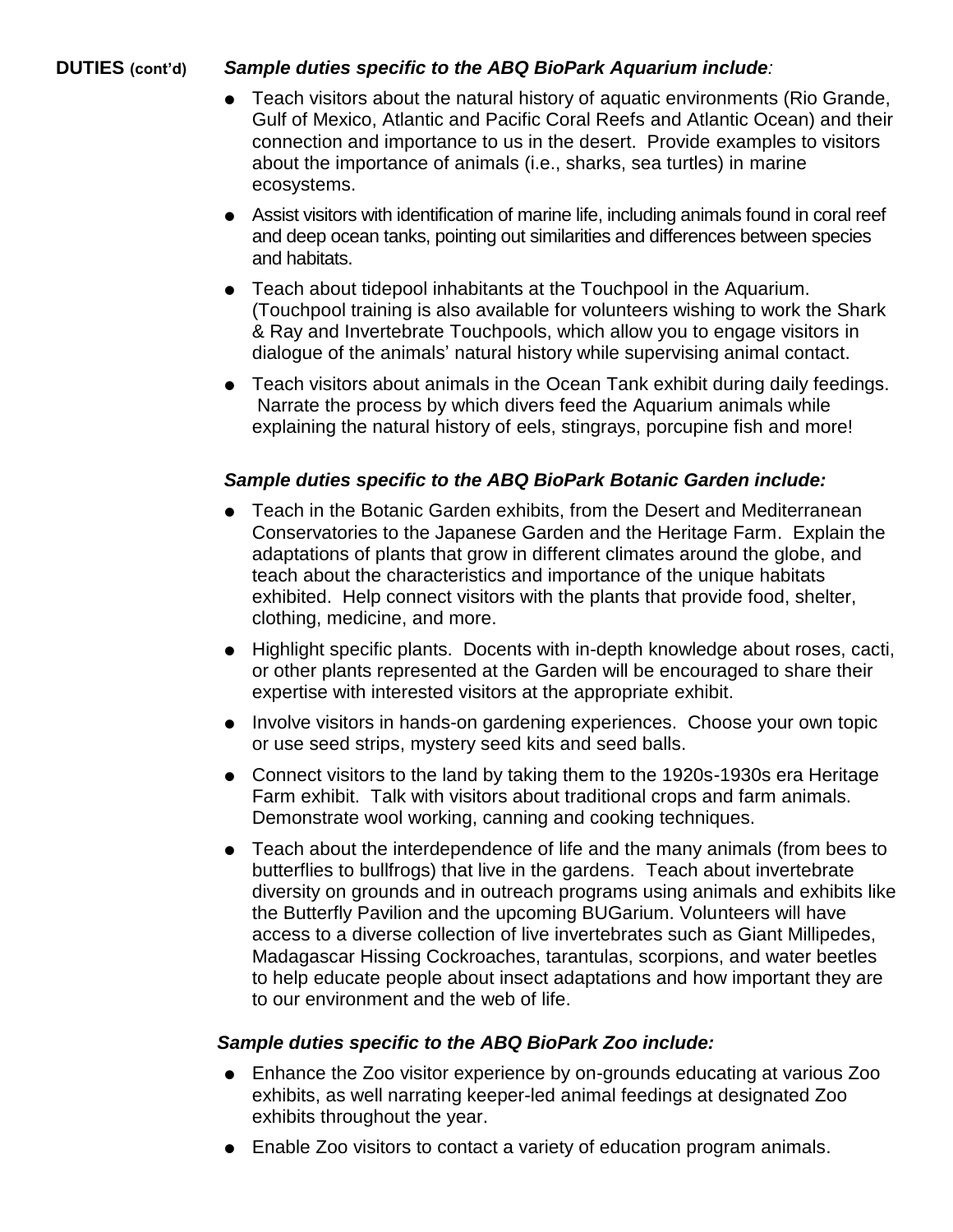**DUTIES (cont'd)**

***Sample duties specific to the ABQ BioPark Aquarium include:***

- Teach visitors about the natural history of aquatic environments (Rio Grande, Gulf of Mexico, Atlantic and Pacific Coral Reefs and Atlantic Ocean) and their connection and importance to us in the desert. Provide examples to visitors about the importance of animals (i.e., sharks, sea turtles) in marine ecosystems.
- Assist visitors with identification of marine life, including animals found in coral reef and deep ocean tanks, pointing out similarities and differences between species and habitats.
- Teach about tidepool inhabitants at the Touchpool in the Aquarium. (Touchpool training is also available for volunteers wishing to work the Shark & Ray and Invertebrate Touchpools, which allow you to engage visitors in dialogue of the animals' natural history while supervising animal contact.
- Teach visitors about animals in the Ocean Tank exhibit during daily feedings. Narrate the process by which divers feed the Aquarium animals while explaining the natural history of eels, stingrays, porcupine fish and more!

***Sample duties specific to the ABQ BioPark Botanic Garden include:***

- Teach in the Botanic Garden exhibits, from the Desert and Mediterranean Conservatories to the Japanese Garden and the Heritage Farm. Explain the adaptations of plants that grow in different climates around the globe, and teach about the characteristics and importance of the unique habitats exhibited. Help connect visitors with the plants that provide food, shelter, clothing, medicine, and more.
- Highlight specific plants. Docents with in-depth knowledge about roses, cacti, or other plants represented at the Garden will be encouraged to share their expertise with interested visitors at the appropriate exhibit.
- Involve visitors in hands-on gardening experiences. Choose your own topic or use seed strips, mystery seed kits and seed balls.
- Connect visitors to the land by taking them to the 1920s-1930s era Heritage Farm exhibit. Talk with visitors about traditional crops and farm animals. Demonstrate wool working, canning and cooking techniques.
- Teach about the interdependence of life and the many animals (from bees to butterflies to bullfrogs) that live in the gardens. Teach about invertebrate diversity on grounds and in outreach programs using animals and exhibits like the Butterfly Pavilion and the upcoming BUGarium. Volunteers will have access to a diverse collection of live invertebrates such as Giant Millipedes, Madagascar Hissing Cockroaches, tarantulas, scorpions, and water beetles to help educate people about insect adaptations and how important they are to our environment and the web of life.

***Sample duties specific to the ABQ BioPark Zoo include:***

- Enhance the Zoo visitor experience by on-grounds educating at various Zoo exhibits, as well narrating keeper-led animal feedings at designated Zoo exhibits throughout the year.
- Enable Zoo visitors to contact a variety of education program animals.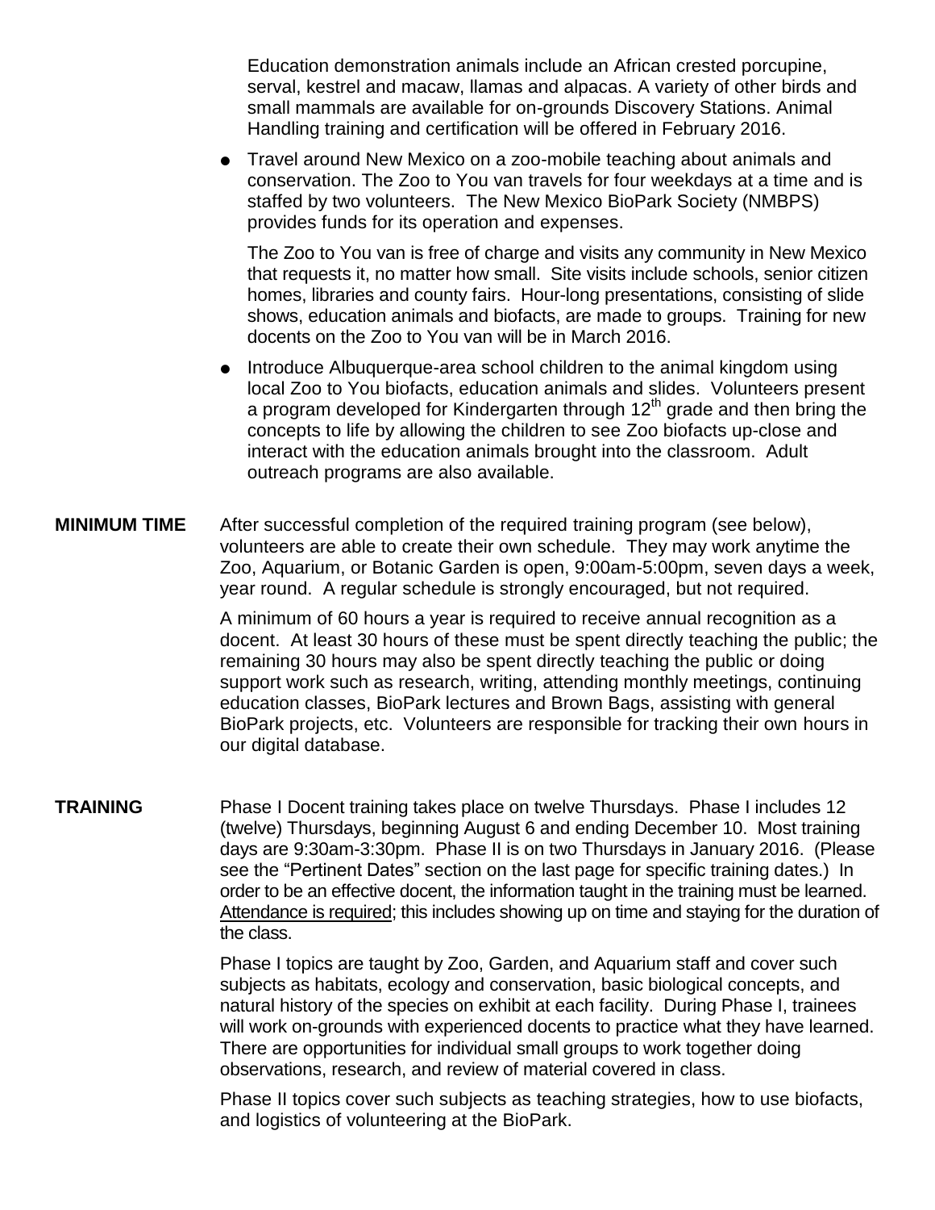Education demonstration animals include an African crested porcupine, serval, kestrel and macaw, llamas and alpacas. A variety of other birds and small mammals are available for on-grounds Discovery Stations. Animal Handling training and certification will be offered in February 2016.

- Travel around New Mexico on a zoo-mobile teaching about animals and conservation. The Zoo to You van travels for four weekdays at a time and is staffed by two volunteers. The New Mexico BioPark Society (NMBPS) provides funds for its operation and expenses.

  The Zoo to You van is free of charge and visits any community in New Mexico that requests it, no matter how small. Site visits include schools, senior citizen homes, libraries and county fairs. Hour-long presentations, consisting of slide shows, education animals and biofacts, are made to groups. Training for new docents on the Zoo to You van will be in March 2016.

- Introduce Albuquerque-area school children to the animal kingdom using local Zoo to You biofacts, education animals and slides. Volunteers present a program developed for Kindergarten through 12th grade and then bring the concepts to life by allowing the children to see Zoo biofacts up-close and interact with the education animals brought into the classroom. Adult outreach programs are also available.

**MINIMUM TIME**

After successful completion of the required training program (see below), volunteers are able to create their own schedule. They may work anytime the Zoo, Aquarium, or Botanic Garden is open, 9:00am-5:00pm, seven days a week, year round. A regular schedule is strongly encouraged, but not required.

A minimum of 60 hours a year is required to receive annual recognition as a docent. At least 30 hours of these must be spent directly teaching the public; the remaining 30 hours may also be spent directly teaching the public or doing support work such as research, writing, attending monthly meetings, continuing education classes, BioPark lectures and Brown Bags, assisting with general BioPark projects, etc. Volunteers are responsible for tracking their own hours in our digital database.

**TRAINING**

Phase I Docent training takes place on twelve Thursdays. Phase I includes 12 (twelve) Thursdays, beginning August 6 and ending December 10. Most training days are 9:30am-3:30pm. Phase II is on two Thursdays in January 2016. (Please see the "Pertinent Dates" section on the last page for specific training dates.) In order to be an effective docent, the information taught in the training must be learned. Attendance is required; this includes showing up on time and staying for the duration of the class.

Phase I topics are taught by Zoo, Garden, and Aquarium staff and cover such subjects as habitats, ecology and conservation, basic biological concepts, and natural history of the species on exhibit at each facility. During Phase I, trainees will work on-grounds with experienced docents to practice what they have learned. There are opportunities for individual small groups to work together doing observations, research, and review of material covered in class.

Phase II topics cover such subjects as teaching strategies, how to use biofacts, and logistics of volunteering at the BioPark.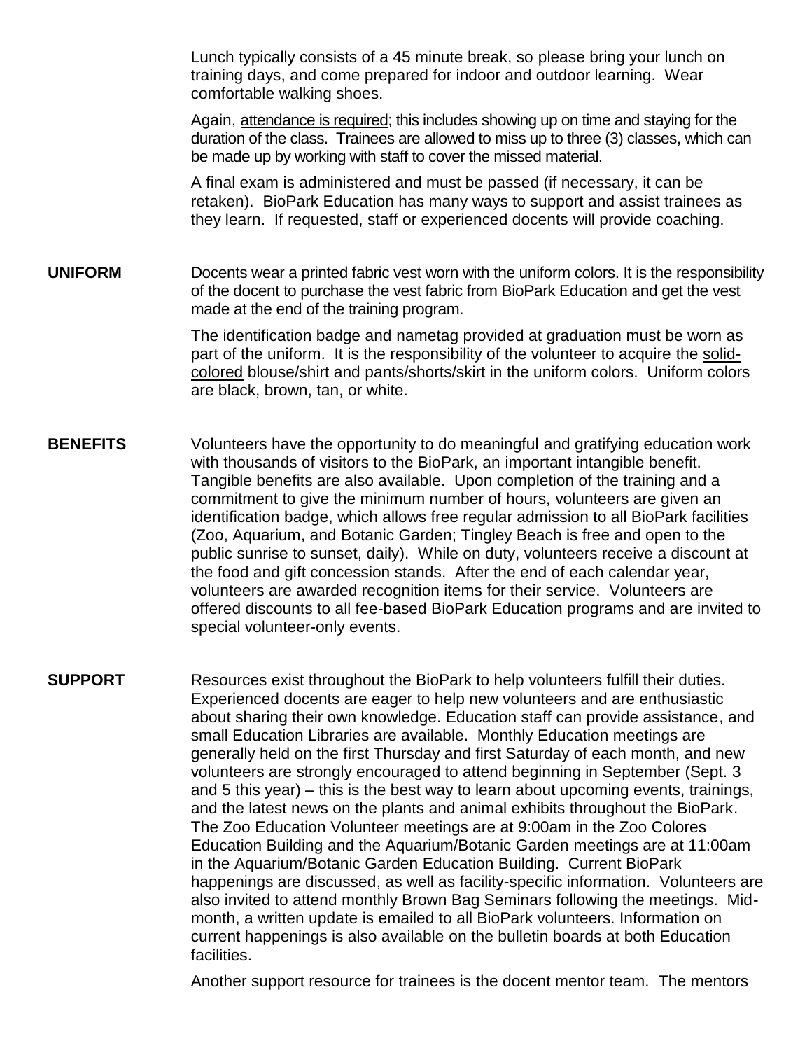Lunch typically consists of a 45 minute break, so please bring your lunch on training days, and come prepared for indoor and outdoor learning. Wear comfortable walking shoes.

Again, <u>attendance is required</u>; this includes showing up on time and staying for the duration of the class. Trainees are allowed to miss up to three (3) classes, which can be made up by working with staff to cover the missed material.

A final exam is administered and must be passed (if necessary, it can be retaken). BioPark Education has many ways to support and assist trainees as they learn. If requested, staff or experienced docents will provide coaching.

**UNIFORM**

Docents wear a printed fabric vest worn with the uniform colors. It is the responsibility of the docent to purchase the vest fabric from BioPark Education and get the vest made at the end of the training program.

The identification badge and nametag provided at graduation must be worn as part of the uniform. It is the responsibility of the volunteer to acquire the <u>solid-colored</u> blouse/shirt and pants/shorts/skirt in the uniform colors. Uniform colors are black, brown, tan, or white.

**BENEFITS**

Volunteers have the opportunity to do meaningful and gratifying education work with thousands of visitors to the BioPark, an important intangible benefit. Tangible benefits are also available. Upon completion of the training and a commitment to give the minimum number of hours, volunteers are given an identification badge, which allows free regular admission to all BioPark facilities (Zoo, Aquarium, and Botanic Garden; Tingley Beach is free and open to the public sunrise to sunset, daily). While on duty, volunteers receive a discount at the food and gift concession stands. After the end of each calendar year, volunteers are awarded recognition items for their service. Volunteers are offered discounts to all fee-based BioPark Education programs and are invited to special volunteer-only events.

**SUPPORT**

Resources exist throughout the BioPark to help volunteers fulfill their duties. Experienced docents are eager to help new volunteers and are enthusiastic about sharing their own knowledge. Education staff can provide assistance, and small Education Libraries are available. Monthly Education meetings are generally held on the first Thursday and first Saturday of each month, and new volunteers are strongly encouraged to attend beginning in September (Sept. 3 and 5 this year) – this is the best way to learn about upcoming events, trainings, and the latest news on the plants and animal exhibits throughout the BioPark. The Zoo Education Volunteer meetings are at 9:00am in the Zoo Colores Education Building and the Aquarium/Botanic Garden meetings are at 11:00am in the Aquarium/Botanic Garden Education Building. Current BioPark happenings are discussed, as well as facility-specific information. Volunteers are also invited to attend monthly Brown Bag Seminars following the meetings. Mid-month, a written update is emailed to all BioPark volunteers. Information on current happenings is also available on the bulletin boards at both Education facilities.

Another support resource for trainees is the docent mentor team. The mentors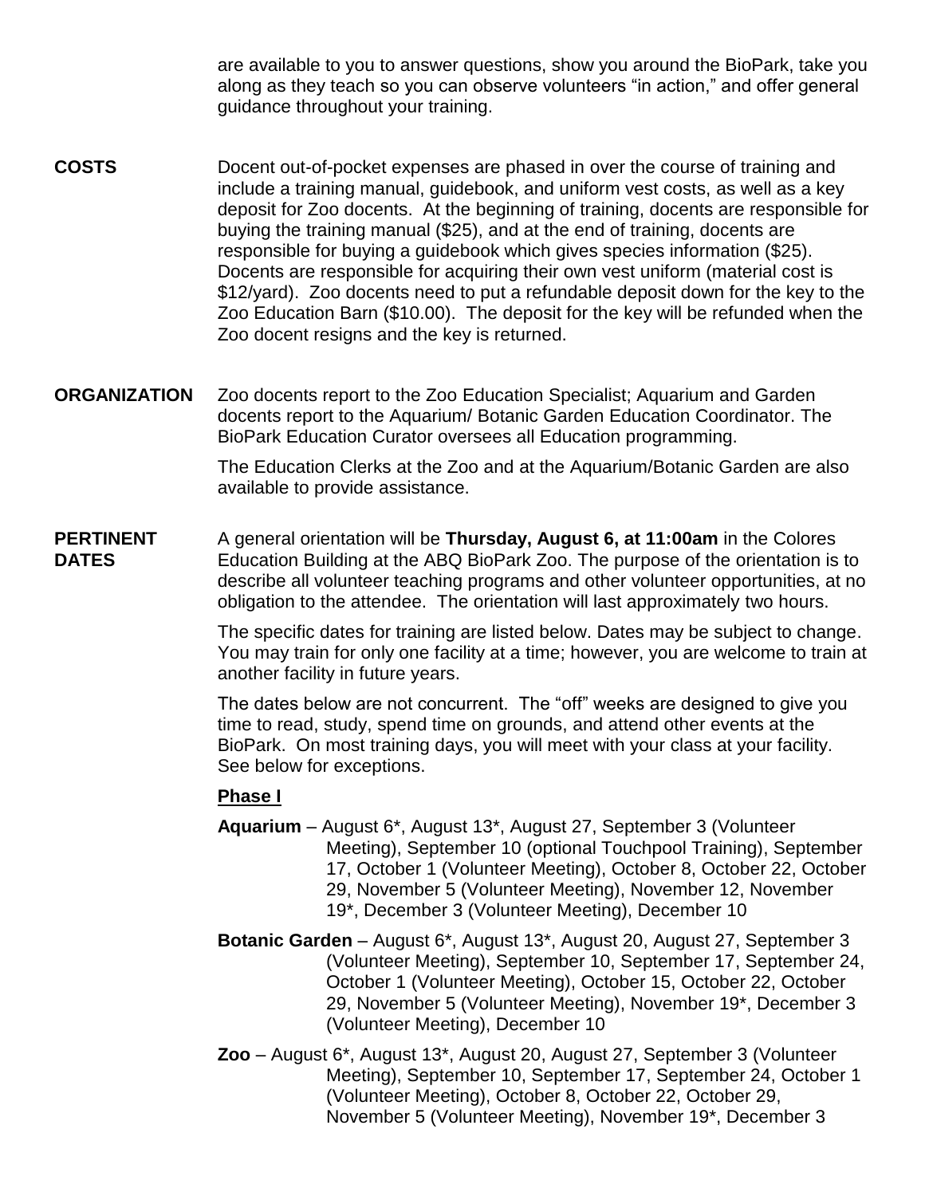are available to you to answer questions, show you around the BioPark, take you along as they teach so you can observe volunteers "in action," and offer general guidance throughout your training.

**COSTS**

Docent out-of-pocket expenses are phased in over the course of training and include a training manual, guidebook, and uniform vest costs, as well as a key deposit for Zoo docents. At the beginning of training, docents are responsible for buying the training manual ($25), and at the end of training, docents are responsible for buying a guidebook which gives species information ($25). Docents are responsible for acquiring their own vest uniform (material cost is $12/yard). Zoo docents need to put a refundable deposit down for the key to the Zoo Education Barn ($10.00). The deposit for the key will be refunded when the Zoo docent resigns and the key is returned.

**ORGANIZATION**

Zoo docents report to the Zoo Education Specialist; Aquarium and Garden docents report to the Aquarium/ Botanic Garden Education Coordinator. The BioPark Education Curator oversees all Education programming.

The Education Clerks at the Zoo and at the Aquarium/Botanic Garden are also available to provide assistance.

**PERTINENT DATES**

A general orientation will be **Thursday, August 6, at 11:00am** in the Colores Education Building at the ABQ BioPark Zoo. The purpose of the orientation is to describe all volunteer teaching programs and other volunteer opportunities, at no obligation to the attendee. The orientation will last approximately two hours.

The specific dates for training are listed below. Dates may be subject to change. You may train for only one facility at a time; however, you are welcome to train at another facility in future years.

The dates below are not concurrent. The "off" weeks are designed to give you time to read, study, spend time on grounds, and attend other events at the BioPark. On most training days, you will meet with your class at your facility. See below for exceptions.

**Phase I**

**Aquarium** – August 6*, August 13*, August 27, September 3 (Volunteer Meeting), September 10 (optional Touchpool Training), September 17, October 1 (Volunteer Meeting), October 8, October 22, October 29, November 5 (Volunteer Meeting), November 12, November 19*, December 3 (Volunteer Meeting), December 10

**Botanic Garden** – August 6*, August 13*, August 20, August 27, September 3 (Volunteer Meeting), September 10, September 17, September 24, October 1 (Volunteer Meeting), October 15, October 22, October 29, November 5 (Volunteer Meeting), November 19*, December 3 (Volunteer Meeting), December 10

**Zoo** – August 6*, August 13*, August 20, August 27, September 3 (Volunteer Meeting), September 10, September 17, September 24, October 1 (Volunteer Meeting), October 8, October 22, October 29, November 5 (Volunteer Meeting), November 19*, December 3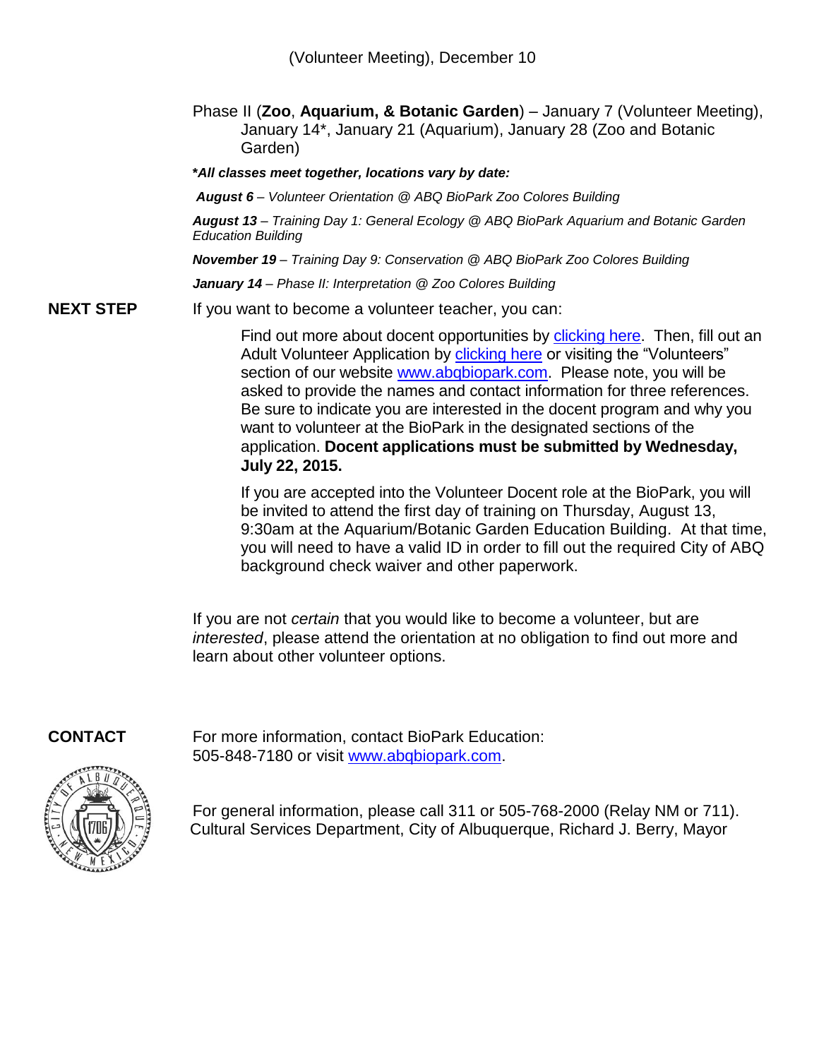(Volunteer Meeting), December 10

Phase II (**Zoo**, **Aquarium, & Botanic Garden**) – January 7 (Volunteer Meeting), January 14*, January 21 (Aquarium), January 28 (Zoo and Botanic Garden)

***All classes meet together, locations vary by date:***

***August 6*** *– Volunteer Orientation @ ABQ BioPark Zoo Colores Building*

***August 13*** *– Training Day 1: General Ecology @ ABQ BioPark Aquarium and Botanic Garden Education Building*

***November 19*** *– Training Day 9: Conservation @ ABQ BioPark Zoo Colores Building*

***January 14*** *– Phase II: Interpretation @ Zoo Colores Building*

**NEXT STEP**

If you want to become a volunteer teacher, you can:

Find out more about docent opportunities by clicking here. Then, fill out an Adult Volunteer Application by clicking here or visiting the "Volunteers" section of our website www.abqbiopark.com. Please note, you will be asked to provide the names and contact information for three references. Be sure to indicate you are interested in the docent program and why you want to volunteer at the BioPark in the designated sections of the application. **Docent applications must be submitted by Wednesday, July 22, 2015.**

If you are accepted into the Volunteer Docent role at the BioPark, you will be invited to attend the first day of training on Thursday, August 13, 9:30am at the Aquarium/Botanic Garden Education Building. At that time, you will need to have a valid ID in order to fill out the required City of ABQ background check waiver and other paperwork.

If you are not *certain* that you would like to become a volunteer, but are *interested*, please attend the orientation at no obligation to find out more and learn about other volunteer options.

**CONTACT**

For more information, contact BioPark Education: 505-848-7180 or visit www.abqbiopark.com.

For general information, please call 311 or 505-768-2000 (Relay NM or 711).
Cultural Services Department, City of Albuquerque, Richard J. Berry, Mayor